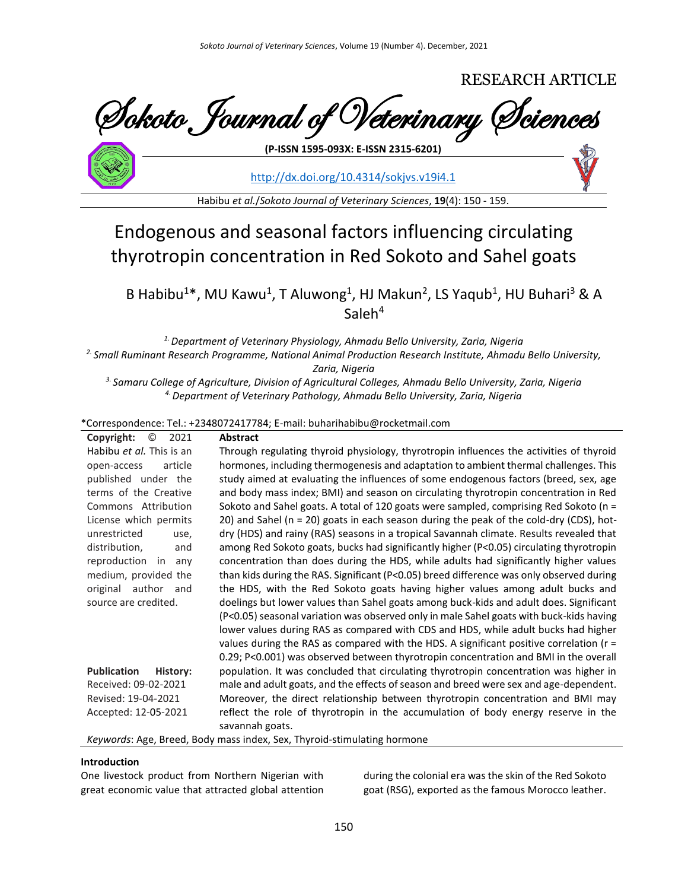RESEARCH ARTICLE

# Sokoto Journal of Veterinary Sciences

**(P-ISSN 1595-093X: E-ISSN 2315-6201)**

http://dx.doi.org/10.4314/sokjvs.v19i4.1

Habibu *et al.*/*Sokoto Journal of Veterinary Sciences*, **19**(4): 150 - 159.

# Endogenous and seasonal factors influencing circulating thyrotropin concentration in Red Sokoto and Sahel goats

B Habibu[1]*, MU Kawu[1], T Aluwong[1], HJ Makun[2], LS Yaqub[1], HU Buhari[3] & A Saleh[4]

*[1] Department of Veterinary Physiology, Ahmadu Bello University, Zaria, Nigeria*

*[2] Small Ruminant Research Programme, National Animal Production Research Institute, Ahmadu Bello University, Zaria, Nigeria*

*[3] Samaru College of Agriculture, Division of Agricultural Colleges, Ahmadu Bello University, Zaria, Nigeria*

*[4] Department of Veterinary Pathology, Ahmadu Bello University, Zaria, Nigeria*

*Correspondence: Tel.: +2348072417784; E-mail: buharihabibu@rocketmail.com

**Copyright:** © 2021 Habibu *et al.* This is an open-access article published under the terms of the Creative Commons Attribution License which permits unrestricted use, distribution, and reproduction in any medium, provided the original author and source are credited.

**Publication History:**
Received: 09-02-2021
Revised: 19-04-2021
Accepted: 12-05-2021

## Abstract

Through regulating thyroid physiology, thyrotropin influences the activities of thyroid hormones, including thermogenesis and adaptation to ambient thermal challenges. This study aimed at evaluating the influences of some endogenous factors (breed, sex, age and body mass index; BMI) and season on circulating thyrotropin concentration in Red Sokoto and Sahel goats. A total of 120 goats were sampled, comprising Red Sokoto (n = 20) and Sahel (n = 20) goats in each season during the peak of the cold-dry (CDS), hot-dry (HDS) and rainy (RAS) seasons in a tropical Savannah climate. Results revealed that among Red Sokoto goats, bucks had significantly higher (P<0.05) circulating thyrotropin concentration than does during the HDS, while adults had significantly higher values than kids during the RAS. Significant (P<0.05) breed difference was only observed during the HDS, with the Red Sokoto goats having higher values among adult bucks and doelings but lower values than Sahel goats among buck-kids and adult does. Significant (P<0.05) seasonal variation was observed only in male Sahel goats with buck-kids having lower values during RAS as compared with CDS and HDS, while adult bucks had higher values during the RAS as compared with the HDS. A significant positive correlation (r = 0.29; P<0.001) was observed between thyrotropin concentration and BMI in the overall population. It was concluded that circulating thyrotropin concentration was higher in male and adult goats, and the effects of season and breed were sex and age-dependent. Moreover, the direct relationship between thyrotropin concentration and BMI may reflect the role of thyrotropin in the accumulation of body energy reserve in the savannah goats.

*Keywords*: Age, Breed, Body mass index, Sex, Thyroid-stimulating hormone

## Introduction

One livestock product from Northern Nigerian with great economic value that attracted global attention during the colonial era was the skin of the Red Sokoto goat (RSG), exported as the famous Morocco leather.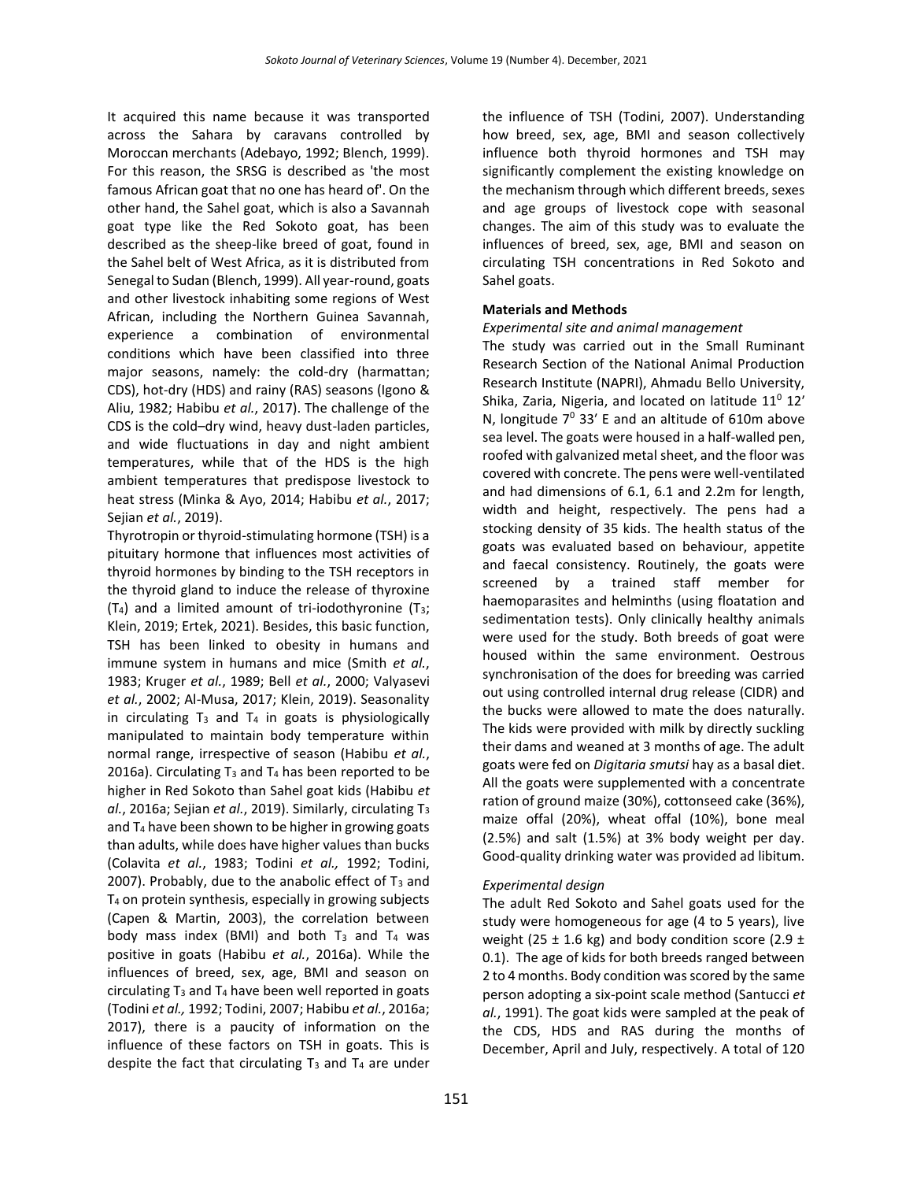It acquired this name because it was transported across the Sahara by caravans controlled by Moroccan merchants (Adebayo, 1992; Blench, 1999). For this reason, the SRSG is described as 'the most famous African goat that no one has heard of'. On the other hand, the Sahel goat, which is also a Savannah goat type like the Red Sokoto goat, has been described as the sheep-like breed of goat, found in the Sahel belt of West Africa, as it is distributed from Senegal to Sudan (Blench, 1999). All year-round, goats and other livestock inhabiting some regions of West African, including the Northern Guinea Savannah, experience a combination of environmental conditions which have been classified into three major seasons, namely: the cold-dry (harmattan; CDS), hot-dry (HDS) and rainy (RAS) seasons (Igono & Aliu, 1982; Habibu *et al.*, 2017). The challenge of the CDS is the cold–dry wind, heavy dust-laden particles, and wide fluctuations in day and night ambient temperatures, while that of the HDS is the high ambient temperatures that predispose livestock to heat stress (Minka & Ayo, 2014; Habibu *et al.*, 2017; Sejian *et al.*, 2019).

Thyrotropin or thyroid-stimulating hormone (TSH) is a pituitary hormone that influences most activities of thyroid hormones by binding to the TSH receptors in the thyroid gland to induce the release of thyroxine ($T_4$) and a limited amount of tri-iodothyronine ($T_3$; Klein, 2019; Ertek, 2021). Besides, this basic function, TSH has been linked to obesity in humans and immune system in humans and mice (Smith *et al.*, 1983; Kruger *et al.*, 1989; Bell *et al.*, 2000; Valyasevi *et al.*, 2002; Al-Musa, 2017; Klein, 2019). Seasonality in circulating $T_3$ and $T_4$ in goats is physiologically manipulated to maintain body temperature within normal range, irrespective of season (Habibu *et al.*, 2016a). Circulating $T_3$ and $T_4$ has been reported to be higher in Red Sokoto than Sahel goat kids (Habibu *et al.*, 2016a; Sejian *et al.*, 2019). Similarly, circulating $T_3$ and $T_4$ have been shown to be higher in growing goats than adults, while does have higher values than bucks (Colavita *et al.*, 1983; Todini *et al.,* 1992; Todini, 2007). Probably, due to the anabolic effect of $T_3$ and $T_4$ on protein synthesis, especially in growing subjects (Capen & Martin, 2003), the correlation between body mass index (BMI) and both $T_3$ and $T_4$ was positive in goats (Habibu *et al.*, 2016a). While the influences of breed, sex, age, BMI and season on circulating $T_3$ and $T_4$ have been well reported in goats (Todini *et al.,* 1992; Todini, 2007; Habibu *et al.*, 2016a; 2017), there is a paucity of information on the influence of these factors on TSH in goats. This is despite the fact that circulating $T_3$ and $T_4$ are under the influence of TSH (Todini, 2007). Understanding how breed, sex, age, BMI and season collectively influence both thyroid hormones and TSH may significantly complement the existing knowledge on the mechanism through which different breeds, sexes and age groups of livestock cope with seasonal changes. The aim of this study was to evaluate the influences of breed, sex, age, BMI and season on circulating TSH concentrations in Red Sokoto and Sahel goats.

## Materials and Methods

### *Experimental site and animal management*

The study was carried out in the Small Ruminant Research Section of the National Animal Production Research Institute (NAPRI), Ahmadu Bello University, Shika, Zaria, Nigeria, and located on latitude $11^0$ 12′ N, longitude $7^0$ 33′ E and an altitude of 610m above sea level. The goats were housed in a half-walled pen, roofed with galvanized metal sheet, and the floor was covered with concrete. The pens were well-ventilated and had dimensions of 6.1, 6.1 and 2.2m for length, width and height, respectively. The pens had a stocking density of 35 kids. The health status of the goats was evaluated based on behaviour, appetite and faecal consistency. Routinely, the goats were screened by a trained staff member for haemoparasites and helminths (using floatation and sedimentation tests). Only clinically healthy animals were used for the study. Both breeds of goat were housed within the same environment. Oestrous synchronisation of the does for breeding was carried out using controlled internal drug release (CIDR) and the bucks were allowed to mate the does naturally. The kids were provided with milk by directly suckling their dams and weaned at 3 months of age. The adult goats were fed on *Digitaria smutsi* hay as a basal diet. All the goats were supplemented with a concentrate ration of ground maize (30%), cottonseed cake (36%), maize offal (20%), wheat offal (10%), bone meal (2.5%) and salt (1.5%) at 3% body weight per day. Good-quality drinking water was provided ad libitum.

### *Experimental design*

The adult Red Sokoto and Sahel goats used for the study were homogeneous for age (4 to 5 years), live weight (25 ± 1.6 kg) and body condition score (2.9 ± 0.1). The age of kids for both breeds ranged between 2 to 4 months. Body condition was scored by the same person adopting a six-point scale method (Santucci *et al.*, 1991). The goat kids were sampled at the peak of the CDS, HDS and RAS during the months of December, April and July, respectively. A total of 120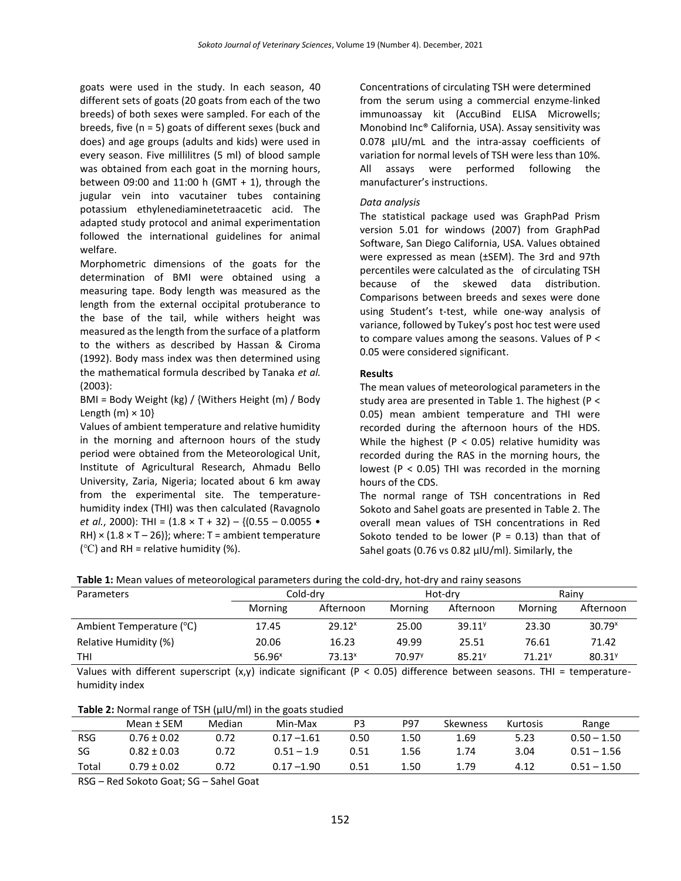goats were used in the study. In each season, 40 different sets of goats (20 goats from each of the two breeds) of both sexes were sampled. For each of the breeds, five (n = 5) goats of different sexes (buck and does) and age groups (adults and kids) were used in every season. Five millilitres (5 ml) of blood sample was obtained from each goat in the morning hours, between 09:00 and 11:00 h (GMT + 1), through the jugular vein into vacutainer tubes containing potassium ethylenediaminetetraacetic acid. The adapted study protocol and animal experimentation followed the international guidelines for animal welfare.

Morphometric dimensions of the goats for the determination of BMI were obtained using a measuring tape. Body length was measured as the length from the external occipital protuberance to the base of the tail, while withers height was measured as the length from the surface of a platform to the withers as described by Hassan & Ciroma (1992). Body mass index was then determined using the mathematical formula described by Tanaka *et al.* (2003):

BMI = Body Weight (kg) / {Withers Height (m) / Body Length (m) × 10}

Values of ambient temperature and relative humidity in the morning and afternoon hours of the study period were obtained from the Meteorological Unit, Institute of Agricultural Research, Ahmadu Bello University, Zaria, Nigeria; located about 6 km away from the experimental site. The temperature-humidity index (THI) was then calculated (Ravagnolo *et al.*, 2000): THI = (1.8 × T + 32) – {(0.55 – 0.0055 • RH) × (1.8 × T – 26)}; where: T = ambient temperature (℃) and RH = relative humidity (%).

Concentrations of circulating TSH were determined from the serum using a commercial enzyme-linked immunoassay kit (AccuBind ELISA Microwells; Monobind Inc® California, USA). Assay sensitivity was 0.078 µIU/mL and the intra-assay coefficients of variation for normal levels of TSH were less than 10%. All assays were performed following the manufacturer's instructions.

*Data analysis*

The statistical package used was GraphPad Prism version 5.01 for windows (2007) from GraphPad Software, San Diego California, USA. Values obtained were expressed as mean (±SEM). The 3rd and 97th percentiles were calculated as the of circulating TSH because of the skewed data distribution. Comparisons between breeds and sexes were done using Student's t-test, while one-way analysis of variance, followed by Tukey's post hoc test were used to compare values among the seasons. Values of P < 0.05 were considered significant.

**Results**

The mean values of meteorological parameters in the study area are presented in Table 1. The highest (P < 0.05) mean ambient temperature and THI were recorded during the afternoon hours of the HDS. While the highest (P < 0.05) relative humidity was recorded during the RAS in the morning hours, the lowest (P < 0.05) THI was recorded in the morning hours of the CDS.

The normal range of TSH concentrations in Red Sokoto and Sahel goats are presented in Table 2. The overall mean values of TSH concentrations in Red Sokoto tended to be lower (P = 0.13) than that of Sahel goats (0.76 vs 0.82 µIU/ml). Similarly, the

**Table 1:** Mean values of meteorological parameters during the cold-dry, hot-dry and rainy seasons

| Parameters | Cold-dry | | Hot-dry | | Rainy | |
|---|---|---|---|---|---|---|
| | Morning | Afternoon | Morning | Afternoon | Morning | Afternoon |
| Ambient Temperature (℃) | 17.45 | $29.12^x$ | 25.00 | $39.11^y$ | 23.30 | $30.79^x$ |
| Relative Humidity (%) | 20.06 | 16.23 | 49.99 | 25.51 | 76.61 | 71.42 |
| THI | $56.96^x$ | $73.13^x$ | $70.97^y$ | $85.21^y$ | $71.21^y$ | $80.31^y$ |

Values with different superscript (x,y) indicate significant (P < 0.05) difference between seasons. THI = temperature-humidity index

**Table 2:** Normal range of TSH (µIU/ml) in the goats studied

| | Mean ± SEM | Median | Min-Max | P3 | P97 | Skewness | Kurtosis | Range |
|---|---|---|---|---|---|---|---|---|
| RSG | 0.76 ± 0.02 | 0.72 | 0.17 –1.61 | 0.50 | 1.50 | 1.69 | 5.23 | 0.50 – 1.50 |
| SG | 0.82 ± 0.03 | 0.72 | 0.51 – 1.9 | 0.51 | 1.56 | 1.74 | 3.04 | 0.51 – 1.56 |
| Total | 0.79 ± 0.02 | 0.72 | 0.17 –1.90 | 0.51 | 1.50 | 1.79 | 4.12 | 0.51 – 1.50 |

RSG – Red Sokoto Goat; SG – Sahel Goat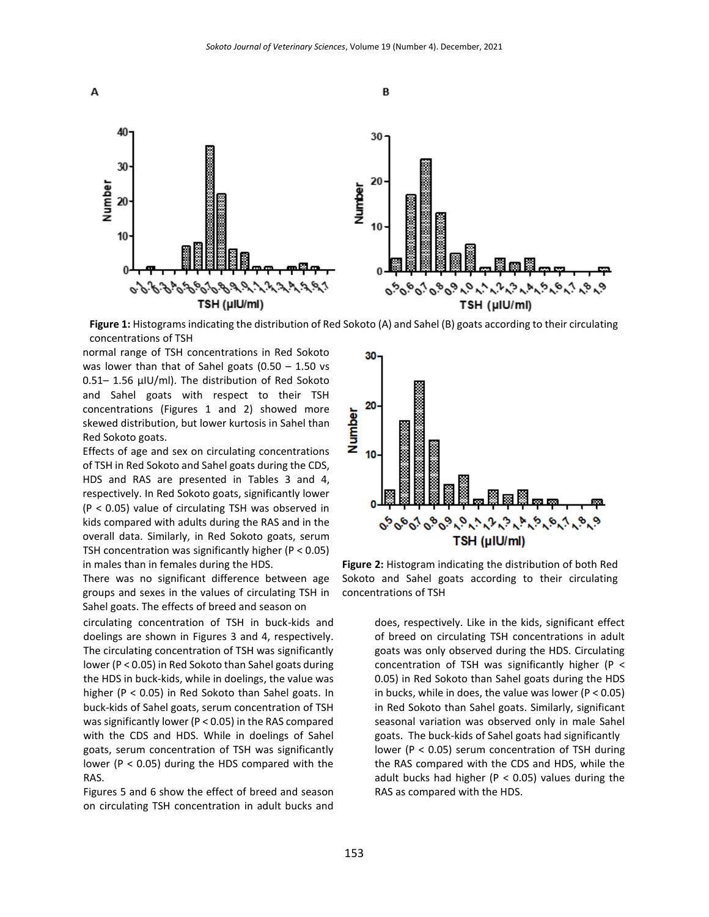**Figure 1:** Histograms indicating the distribution of Red Sokoto (A) and Sahel (B) goats according to their circulating concentrations of TSH

normal range of TSH concentrations in Red Sokoto was lower than that of Sahel goats (0.50 – 1.50 vs 0.51– 1.56 µIU/ml). The distribution of Red Sokoto and Sahel goats with respect to their TSH concentrations (Figures 1 and 2) showed more skewed distribution, but lower kurtosis in Sahel than Red Sokoto goats.

Effects of age and sex on circulating concentrations of TSH in Red Sokoto and Sahel goats during the CDS, HDS and RAS are presented in Tables 3 and 4, respectively. In Red Sokoto goats, significantly lower ($P < 0.05$) value of circulating TSH was observed in kids compared with adults during the RAS and in the overall data. Similarly, in Red Sokoto goats, serum TSH concentration was significantly higher ($P < 0.05$) in males than in females during the HDS.

There was no significant difference between age groups and sexes in the values of circulating TSH in Sahel goats. The effects of breed and season on circulating concentration of TSH in buck-kids and doelings are shown in Figures 3 and 4, respectively. The circulating concentration of TSH was significantly lower ($P < 0.05$) in Red Sokoto than Sahel goats during the HDS in buck-kids, while in doelings, the value was higher ($P < 0.05$) in Red Sokoto than Sahel goats. In buck-kids of Sahel goats, serum concentration of TSH was significantly lower ($P < 0.05$) in the RAS compared with the CDS and HDS. While in doelings of Sahel goats, serum concentration of TSH was significantly lower ($P < 0.05$) during the HDS compared with the RAS.

Figures 5 and 6 show the effect of breed and season on circulating TSH concentration in adult bucks and does, respectively. Like in the kids, significant effect of breed on circulating TSH concentrations in adult goats was only observed during the HDS. Circulating concentration of TSH was significantly higher ($P < 0.05$) in Red Sokoto than Sahel goats during the HDS in bucks, while in does, the value was lower ($P < 0.05$) in Red Sokoto than Sahel goats. Similarly, significant seasonal variation was observed only in male Sahel goats. The buck-kids of Sahel goats had significantly lower ($P < 0.05$) serum concentration of TSH during the RAS compared with the CDS and HDS, while the adult bucks had higher ($P < 0.05$) values during the RAS as compared with the HDS.

**Figure 2:** Histogram indicating the distribution of both Red Sokoto and Sahel goats according to their circulating concentrations of TSH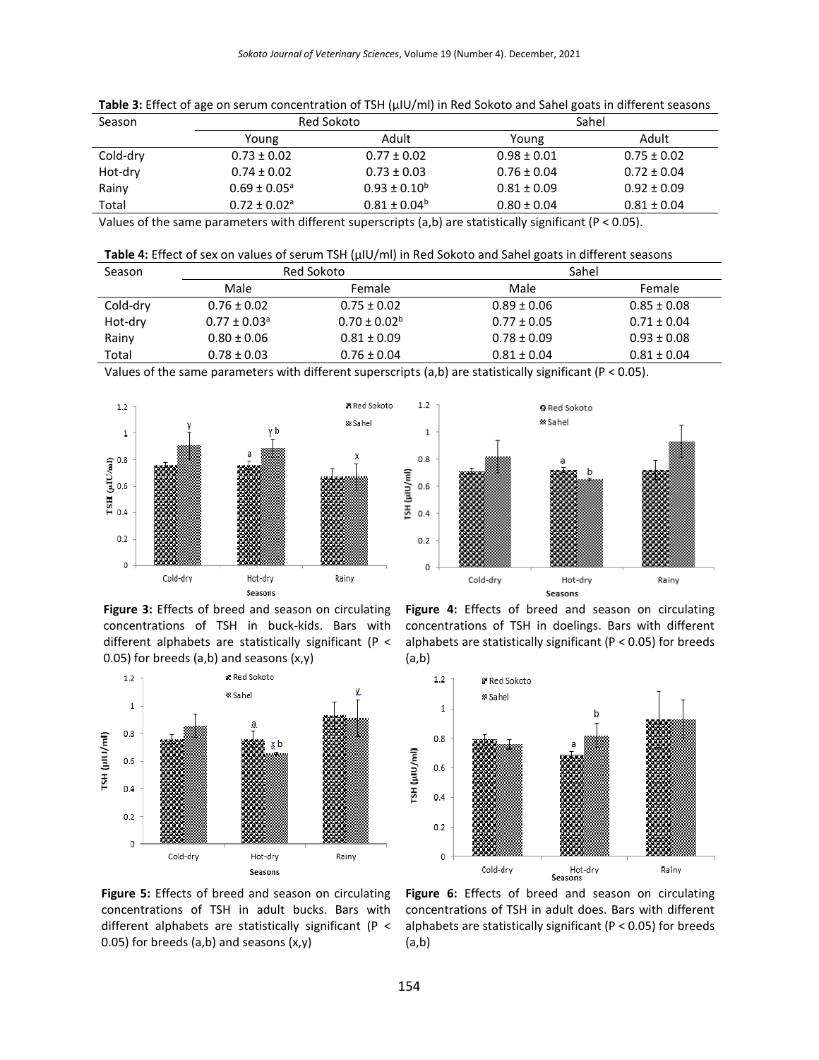**Table 3:** Effect of age on serum concentration of TSH (µIU/ml) in Red Sokoto and Sahel goats in different seasons

| Season | Red Sokoto | | Sahel | |
|---|---|---|---|---|
| | Young | Adult | Young | Adult |
| Cold-dry | 0.73 ± 0.02 | 0.77 ± 0.02 | 0.98 ± 0.01 | 0.75 ± 0.02 |
| Hot-dry | 0.74 ± 0.02 | 0.73 ± 0.03 | 0.76 ± 0.04 | 0.72 ± 0.04 |
| Rainy | 0.69 ± 0.05[a] | 0.93 ± 0.10[b] | 0.81 ± 0.09 | 0.92 ± 0.09 |
| Total | 0.72 ± 0.02[a] | 0.81 ± 0.04[b] | 0.80 ± 0.04 | 0.81 ± 0.04 |

Values of the same parameters with different superscripts (a,b) are statistically significant (P < 0.05).

**Table 4:** Effect of sex on values of serum TSH (µIU/ml) in Red Sokoto and Sahel goats in different seasons

| Season | Red Sokoto | | Sahel | |
|---|---|---|---|---|
| | Male | Female | Male | Female |
| Cold-dry | 0.76 ± 0.02 | 0.75 ± 0.02 | 0.89 ± 0.06 | 0.85 ± 0.08 |
| Hot-dry | 0.77 ± 0.03[a] | 0.70 ± 0.02[b] | 0.77 ± 0.05 | 0.71 ± 0.04 |
| Rainy | 0.80 ± 0.06 | 0.81 ± 0.09 | 0.78 ± 0.09 | 0.93 ± 0.08 |
| Total | 0.78 ± 0.03 | 0.76 ± 0.04 | 0.81 ± 0.04 | 0.81 ± 0.04 |

Values of the same parameters with different superscripts (a,b) are statistically significant (P < 0.05).

**Figure 3:** Effects of breed and season on circulating concentrations of TSH in buck-kids. Bars with different alphabets are statistically significant (P < 0.05) for breeds (a,b) and seasons (x,y)

**Figure 4:** Effects of breed and season on circulating concentrations of TSH in doelings. Bars with different alphabets are statistically significant (P < 0.05) for breeds (a,b)

**Figure 5:** Effects of breed and season on circulating concentrations of TSH in adult bucks. Bars with different alphabets are statistically significant (P < 0.05) for breeds (a,b) and seasons (x,y)

**Figure 6:** Effects of breed and season on circulating concentrations of TSH in adult does. Bars with different alphabets are statistically significant (P < 0.05) for breeds (a,b)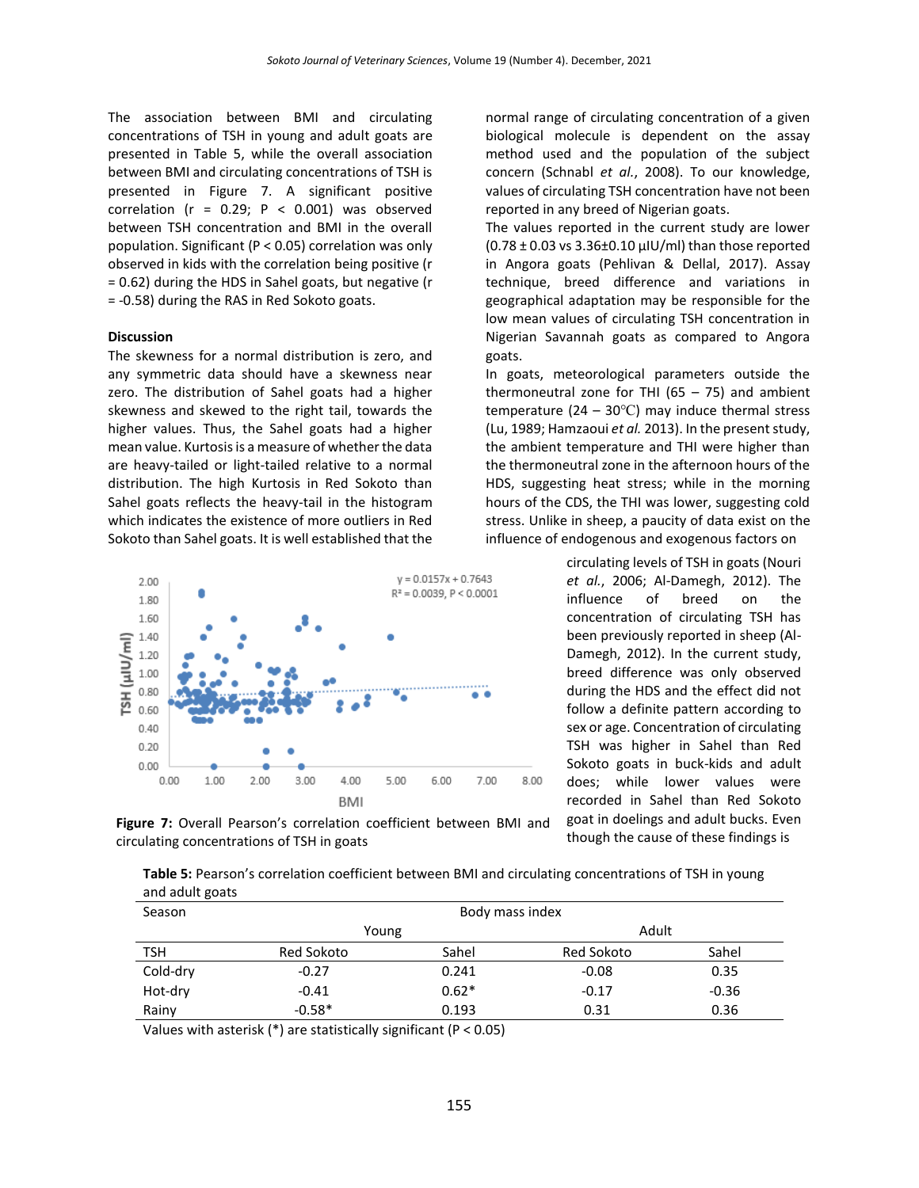The association between BMI and circulating concentrations of TSH in young and adult goats are presented in Table 5, while the overall association between BMI and circulating concentrations of TSH is presented in Figure 7. A significant positive correlation (r = 0.29; P < 0.001) was observed between TSH concentration and BMI in the overall population. Significant (P < 0.05) correlation was only observed in kids with the correlation being positive (r = 0.62) during the HDS in Sahel goats, but negative (r = -0.58) during the RAS in Red Sokoto goats.

### Discussion

The skewness for a normal distribution is zero, and any symmetric data should have a skewness near zero. The distribution of Sahel goats had a higher skewness and skewed to the right tail, towards the higher values. Thus, the Sahel goats had a higher mean value. Kurtosis is a measure of whether the data are heavy-tailed or light-tailed relative to a normal distribution. The high Kurtosis in Red Sokoto than Sahel goats reflects the heavy-tail in the histogram which indicates the existence of more outliers in Red Sokoto than Sahel goats. It is well established that the normal range of circulating concentration of a given biological molecule is dependent on the assay method used and the population of the subject concern (Schnabl *et al.*, 2008). To our knowledge, values of circulating TSH concentration have not been reported in any breed of Nigerian goats.

The values reported in the current study are lower (0.78 ± 0.03 vs 3.36±0.10 μIU/ml) than those reported in Angora goats (Pehlivan & Dellal, 2017). Assay technique, breed difference and variations in geographical adaptation may be responsible for the low mean values of circulating TSH concentration in Nigerian Savannah goats as compared to Angora goats.

In goats, meteorological parameters outside the thermoneutral zone for THI (65 – 75) and ambient temperature (24 – 30℃) may induce thermal stress (Lu, 1989; Hamzaoui *et al.* 2013). In the present study, the ambient temperature and THI were higher than the thermoneutral zone in the afternoon hours of the HDS, suggesting heat stress; while in the morning hours of the CDS, the THI was lower, suggesting cold stress. Unlike in sheep, a paucity of data exist on the influence of endogenous and exogenous factors on circulating levels of TSH in goats (Nouri *et al.*, 2006; Al-Dameghh, 2012). The influence of breed on the concentration of circulating TSH has been previously reported in sheep (Al-Damegh, 2012). In the current study, breed difference was only observed during the HDS and the effect did not follow a definite pattern according to sex or age. Concentration of circulating TSH was higher in Sahel than Red Sokoto goats in buck-kids and adult does; while lower values were recorded in Sahel than Red Sokoto goat in doelings and adult bucks. Even though the cause of these findings is

**Figure 7:** Overall Pearson's correlation coefficient between BMI and circulating concentrations of TSH in goats

**Table 5:** Pearson's correlation coefficient between BMI and circulating concentrations of TSH in young and adult goats

| Season | Body mass index | | | |
|---|---|---|---|---|
| | Young | | Adult | |
| TSH | Red Sokoto | Sahel | Red Sokoto | Sahel |
| Cold-dry | -0.27 | 0.241 | -0.08 | 0.35 |
| Hot-dry | -0.41 | 0.62* | -0.17 | -0.36 |
| Rainy | -0.58* | 0.193 | 0.31 | 0.36 |

Values with asterisk (*) are statistically significant (P < 0.05)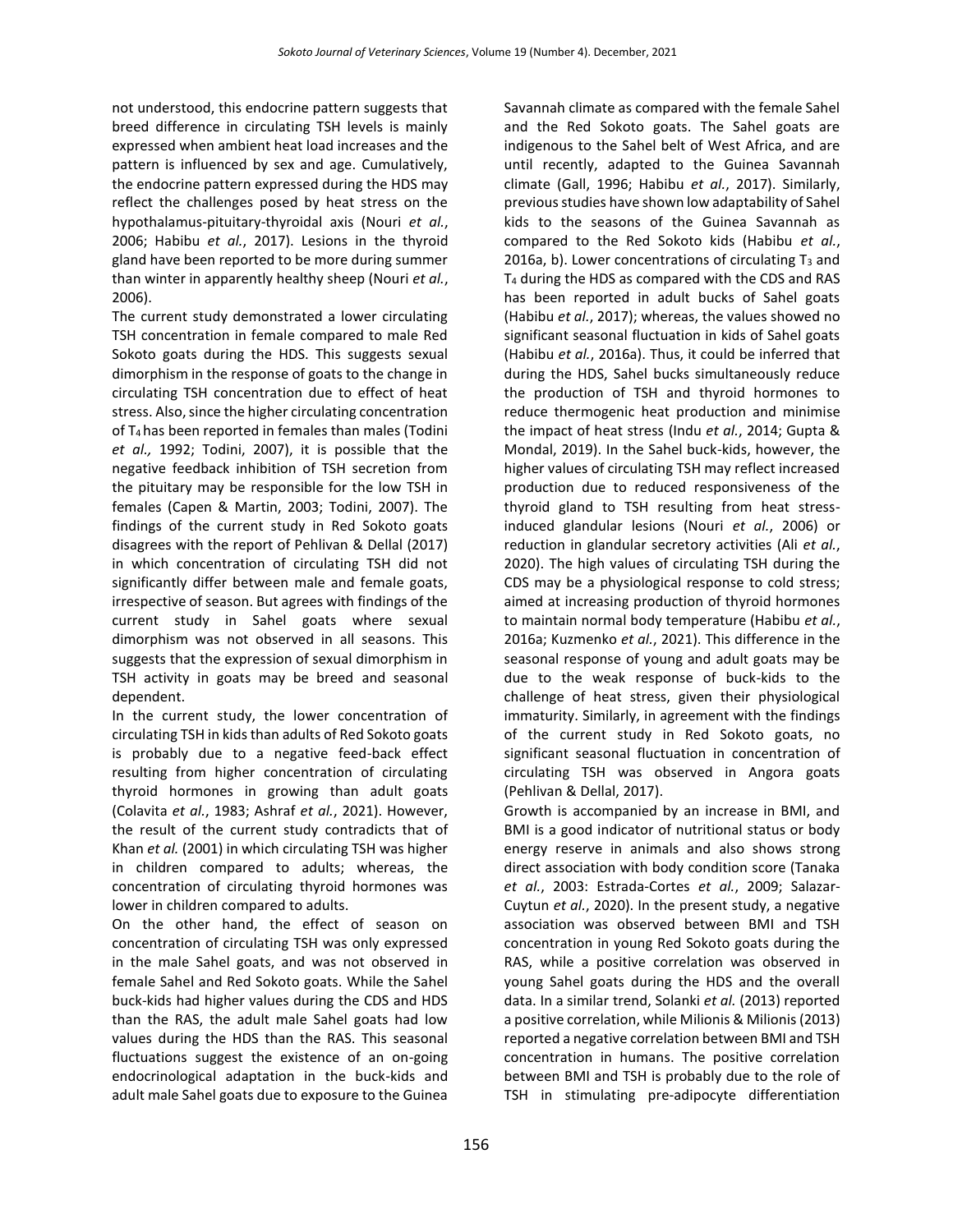not understood, this endocrine pattern suggests that breed difference in circulating TSH levels is mainly expressed when ambient heat load increases and the pattern is influenced by sex and age. Cumulatively, the endocrine pattern expressed during the HDS may reflect the challenges posed by heat stress on the hypothalamus-pituitary-thyroidal axis (Nouri *et al.*, 2006; Habibu *et al.*, 2017). Lesions in the thyroid gland have been reported to be more during summer than winter in apparently healthy sheep (Nouri *et al.*, 2006).

The current study demonstrated a lower circulating TSH concentration in female compared to male Red Sokoto goats during the HDS. This suggests sexual dimorphism in the response of goats to the change in circulating TSH concentration due to effect of heat stress. Also, since the higher circulating concentration of $T_4$ has been reported in females than males (Todini *et al.,* 1992; Todini, 2007), it is possible that the negative feedback inhibition of TSH secretion from the pituitary may be responsible for the low TSH in females (Capen & Martin, 2003; Todini, 2007). The findings of the current study in Red Sokoto goats disagrees with the report of Pehlivan & Dellal (2017) in which concentration of circulating TSH did not significantly differ between male and female goats, irrespective of season. But agrees with findings of the current study in Sahel goats where sexual dimorphism was not observed in all seasons. This suggests that the expression of sexual dimorphism in TSH activity in goats may be breed and seasonal dependent.

In the current study, the lower concentration of circulating TSH in kids than adults of Red Sokoto goats is probably due to a negative feed-back effect resulting from higher concentration of circulating thyroid hormones in growing than adult goats (Colavita *et al.*, 1983; Ashraf *et al.*, 2021). However, the result of the current study contradicts that of Khan *et al.* (2001) in which circulating TSH was higher in children compared to adults; whereas, the concentration of circulating thyroid hormones was lower in children compared to adults.

On the other hand, the effect of season on concentration of circulating TSH was only expressed in the male Sahel goats, and was not observed in female Sahel and Red Sokoto goats. While the Sahel buck-kids had higher values during the CDS and HDS than the RAS, the adult male Sahel goats had low values during the HDS than the RAS. This seasonal fluctuations suggest the existence of an on-going endocrinological adaptation in the buck-kids and adult male Sahel goats due to exposure to the Guinea Savannah climate as compared with the female Sahel and the Red Sokoto goats. The Sahel goats are indigenous to the Sahel belt of West Africa, and are until recently, adapted to the Guinea Savannah climate (Gall, 1996; Habibu *et al.*, 2017). Similarly, previous studies have shown low adaptability of Sahel kids to the seasons of the Guinea Savannah as compared to the Red Sokoto kids (Habibu *et al.*, 2016a, b). Lower concentrations of circulating $T_3$ and $T_4$ during the HDS as compared with the CDS and RAS has been reported in adult bucks of Sahel goats (Habibu *et al.*, 2017); whereas, the values showed no significant seasonal fluctuation in kids of Sahel goats (Habibu *et al.*, 2016a). Thus, it could be inferred that during the HDS, Sahel bucks simultaneously reduce the production of TSH and thyroid hormones to reduce thermogenic heat production and minimise the impact of heat stress (Indu *et al.*, 2014; Gupta & Mondal, 2019). In the Sahel buck-kids, however, the higher values of circulating TSH may reflect increased production due to reduced responsiveness of the thyroid gland to TSH resulting from heat stress-induced glandular lesions (Nouri *et al.*, 2006) or reduction in glandular secretory activities (Ali *et al.*, 2020). The high values of circulating TSH during the CDS may be a physiological response to cold stress; aimed at increasing production of thyroid hormones to maintain normal body temperature (Habibu *et al.*, 2016a; Kuzmenko *et al.*, 2021). This difference in the seasonal response of young and adult goats may be due to the weak response of buck-kids to the challenge of heat stress, given their physiological immaturity. Similarly, in agreement with the findings of the current study in Red Sokoto goats, no significant seasonal fluctuation in concentration of circulating TSH was observed in Angora goats (Pehlivan & Dellal, 2017).

Growth is accompanied by an increase in BMI, and BMI is a good indicator of nutritional status or body energy reserve in animals and also shows strong direct association with body condition score (Tanaka *et al.*, 2003: Estrada-Cortes *et al.*, 2009; Salazar-Cuytun *et al.*, 2020). In the present study, a negative association was observed between BMI and TSH concentration in young Red Sokoto goats during the RAS, while a positive correlation was observed in young Sahel goats during the HDS and the overall data. In a similar trend, Solanki *et al.* (2013) reported a positive correlation, while Milionis & Milionis (2013) reported a negative correlation between BMI and TSH concentration in humans. The positive correlation between BMI and TSH is probably due to the role of TSH in stimulating pre-adipocyte differentiation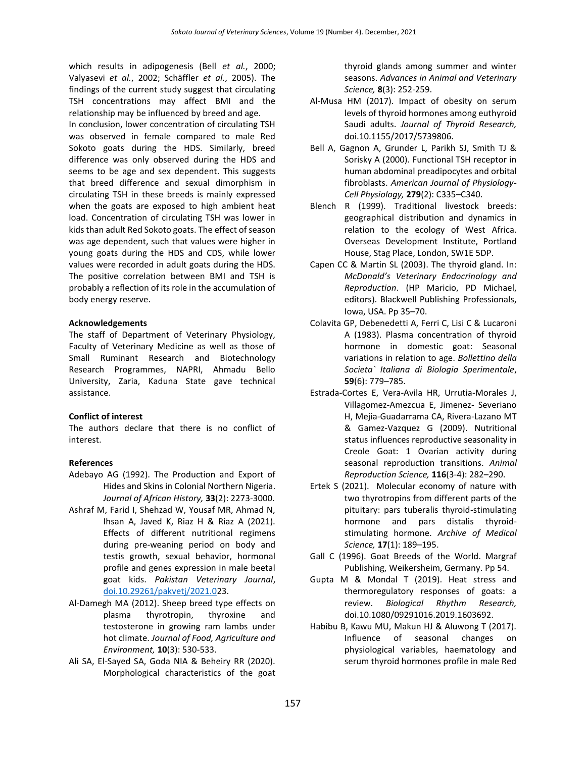which results in adipogenesis (Bell *et al.*, 2000; Valyasevi *et al.*, 2002; Schäffler *et al.*, 2005). The findings of the current study suggest that circulating TSH concentrations may affect BMI and the relationship may be influenced by breed and age.

In conclusion, lower concentration of circulating TSH was observed in female compared to male Red Sokoto goats during the HDS. Similarly, breed difference was only observed during the HDS and seems to be age and sex dependent. This suggests that breed difference and sexual dimorphism in circulating TSH in these breeds is mainly expressed when the goats are exposed to high ambient heat load. Concentration of circulating TSH was lower in kids than adult Red Sokoto goats. The effect of season was age dependent, such that values were higher in young goats during the HDS and CDS, while lower values were recorded in adult goats during the HDS. The positive correlation between BMI and TSH is probably a reflection of its role in the accumulation of body energy reserve.

**Acknowledgements**

The staff of Department of Veterinary Physiology, Faculty of Veterinary Medicine as well as those of Small Ruminant Research and Biotechnology Research Programmes, NAPRI, Ahmadu Bello University, Zaria, Kaduna State gave technical assistance.

**Conflict of interest**

The authors declare that there is no conflict of interest.

**References**

Adebayo AG (1992). The Production and Export of Hides and Skins in Colonial Northern Nigeria. *Journal of African History,* **33**(2): 2273-3000.

Ashraf M, Farid I, Shehzad W, Yousaf MR, Ahmad N, Ihsan A, Javed K, Riaz H & Riaz A (2021). Effects of different nutritional regimens during pre-weaning period on body and testis growth, sexual behavior, hormonal profile and genes expression in male beetal goat kids. *Pakistan Veterinary Journal*, doi.10.29261/pakvetj/2021.023.

Al-Damegh MA (2012). Sheep breed type effects on plasma thyrotropin, thyroxine and testosterone in growing ram lambs under hot climate. *Journal of Food, Agriculture and Environment,* **10**(3): 530-533.

Ali SA, El-Sayed SA, Goda NIA & Beheiry RR (2020). Morphological characteristics of the goat thyroid glands among summer and winter seasons. *Advances in Animal and Veterinary Science,* **8**(3): 252-259.

Al-Musa HM (2017). Impact of obesity on serum levels of thyroid hormones among euthyroid Saudi adults. *Journal of Thyroid Research,* doi.10.1155/2017/5739806.

Bell A, Gagnon A, Grunder L, Parikh SJ, Smith TJ & Sorisky A (2000). Functional TSH receptor in human abdominal preadipocytes and orbital fibroblasts. *American Journal of Physiology-Cell Physiology,* **279**(2): C335–C340.

Blench R (1999). Traditional livestock breeds: geographical distribution and dynamics in relation to the ecology of West Africa. Overseas Development Institute, Portland House, Stag Place, London, SW1E 5DP.

Capen CC & Martin SL (2003). The thyroid gland. In: *McDonald's Veterinary Endocrinology and Reproduction*. (HP Maricio, PD Michael, editors). Blackwell Publishing Professionals, Iowa, USA. Pp 35–70.

Colavita GP, Debenedetti A, Ferri C, Lisi C & Lucaroni A (1983). Plasma concentration of thyroid hormone in domestic goat: Seasonal variations in relation to age. *Bollettino della Societa` Italiana di Biologia Sperimentale*, **59**(6): 779–785.

Estrada-Cortes E, Vera-Avila HR, Urrutia-Morales J, Villagomez-Amezcua E, Jimenez- Severiano H, Mejia-Guadarrama CA, Rivera-Lazano MT & Gamez-Vazquez G (2009). Nutritional status influences reproductive seasonality in Creole Goat: 1 Ovarian activity during seasonal reproduction transitions. *Animal Reproduction Science,* **116**(3-4): 282–290.

Ertek S (2021). Molecular economy of nature with two thyrotropins from different parts of the pituitary: pars tuberalis thyroid-stimulating hormone and pars distalis thyroid-stimulating hormone. *Archive of Medical Science,* **17**(1): 189–195.

Gall C (1996). Goat Breeds of the World. Margraf Publishing, Weikersheim, Germany. Pp 54.

Gupta M & Mondal T (2019). Heat stress and thermoregulatory responses of goats: a review. *Biological Rhythm Research,* doi.10.1080/09291016.2019.1603692.

Habibu B, Kawu MU, Makun HJ & Aluwong T (2017). Influence of seasonal changes on physiological variables, haematology and serum thyroid hormones profile in male Red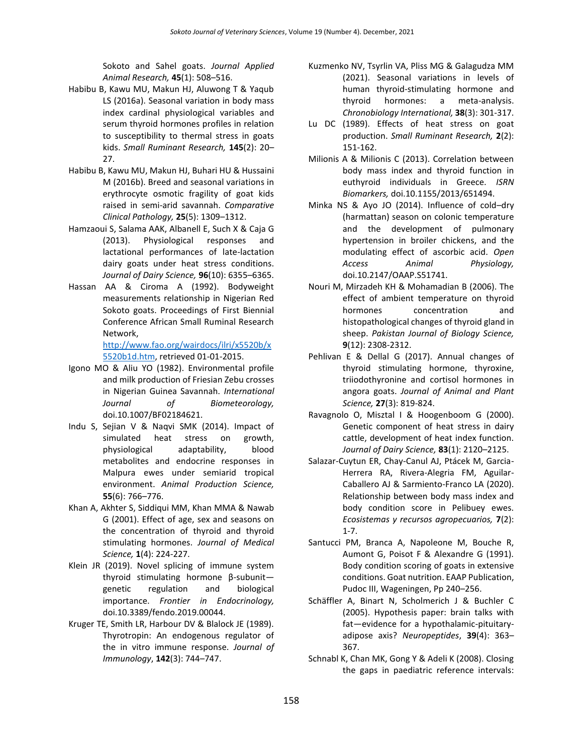Sokoto and Sahel goats. *Journal Applied Animal Research,* **45**(1): 508–516.

Habibu B, Kawu MU, Makun HJ, Aluwong T & Yaqub LS (2016a). Seasonal variation in body mass index cardinal physiological variables and serum thyroid hormones profiles in relation to susceptibility to thermal stress in goats kids. *Small Ruminant Research,* **145**(2): 20–27.

Habibu B, Kawu MU, Makun HJ, Buhari HU & Hussaini M (2016b). Breed and seasonal variations in erythrocyte osmotic fragility of goat kids raised in semi-arid savannah. *Comparative Clinical Pathology,* **25**(5): 1309–1312.

Hamzaoui S, Salama AAK, Albanell E, Such X & Caja G (2013). Physiological responses and lactational performances of late-lactation dairy goats under heat stress conditions. *Journal of Dairy Science,* **96**(10): 6355–6365.

Hassan AA & Ciroma A (1992). Bodyweight measurements relationship in Nigerian Red Sokoto goats. Proceedings of First Biennial Conference African Small Ruminal Research Network, http://www.fao.org/wairdocs/ilri/x5520b/x5520b1d.htm, retrieved 01-01-2015.

Igono MO & Aliu YO (1982). Environmental profile and milk production of Friesian Zebu crosses in Nigerian Guinea Savannah. *International Journal of Biometeorology,* doi.10.1007/BF02184621.

Indu S, Sejian V & Naqvi SMK (2014). Impact of simulated heat stress on growth, physiological adaptability, blood metabolites and endocrine responses in Malpura ewes under semiarid tropical environment. *Animal Production Science,* **55**(6): 766–776.

Khan A, Akhter S, Siddiqui MM, Khan MMA & Nawab G (2001). Effect of age, sex and seasons on the concentration of thyroid and thyroid stimulating hormones. *Journal of Medical Science,* **1**(4): 224-227.

Klein JR (2019). Novel splicing of immune system thyroid stimulating hormone β-subunit—genetic regulation and biological importance. *Frontier in Endocrinology,* doi.10.3389/fendo.2019.00044.

Kruger TE, Smith LR, Harbour DV & Blalock JE (1989). Thyrotropin: An endogenous regulator of the in vitro immune response. *Journal of Immunology*, **142**(3): 744–747.

Kuzmenko NV, Tsyrlin VA, Pliss MG & Galagudza MM (2021). Seasonal variations in levels of human thyroid-stimulating hormone and thyroid hormones: a meta-analysis. *Chronobiology International,* **38**(3): 301-317.

Lu DC (1989). Effects of heat stress on goat production. *Small Ruminant Research,* **2**(2): 151-162.

Milionis A & Milionis C (2013). Correlation between body mass index and thyroid function in euthyroid individuals in Greece. *ISRN Biomarkers,* doi.10.1155/2013/651494.

Minka NS & Ayo JO (2014). Influence of cold–dry (harmattan) season on colonic temperature and the development of pulmonary hypertension in broiler chickens, and the modulating effect of ascorbic acid. *Open Access Animal Physiology,* doi.10.2147/OAAP.S51741.

Nouri M, Mirzadeh KH & Mohamadian B (2006). The effect of ambient temperature on thyroid hormones concentration and histopathological changes of thyroid gland in sheep. *Pakistan Journal of Biology Science,* **9**(12): 2308-2312.

Pehlivan E & Dellal G (2017). Annual changes of thyroid stimulating hormone, thyroxine, triiodothyronine and cortisol hormones in angora goats. *Journal of Animal and Plant Science,* **27**(3): 819-824.

Ravagnolo O, Misztal I & Hoogenboom G (2000). Genetic component of heat stress in dairy cattle, development of heat index function. *Journal of Dairy Science,* **83**(1): 2120–2125.

Salazar-Cuytun ER, Chay-Canul AJ, Ptácek M, Garcia-Herrera RA, Rivera-Alegria FM, Aguilar-Caballero AJ & Sarmiento-Franco LA (2020). Relationship between body mass index and body condition score in Pelibuey ewes. *Ecosistemas y recursos agropecuarios,* **7**(2): 1-7.

Santucci PM, Branca A, Napoleone M, Bouche R, Aumont G, Poisot F & Alexandre G (1991). Body condition scoring of goats in extensive conditions. Goat nutrition. EAAP Publication, Pudoc III, Wageningen, Pp 240–256.

Schäffler A, Binart N, Scholmerich J & Buchler C (2005). Hypothesis paper: brain talks with fat—evidence for a hypothalamic-pituitary-adipose axis? *Neuropeptides*, **39**(4): 363–367.

Schnabl K, Chan MK, Gong Y & Adeli K (2008). Closing the gaps in paediatric reference intervals: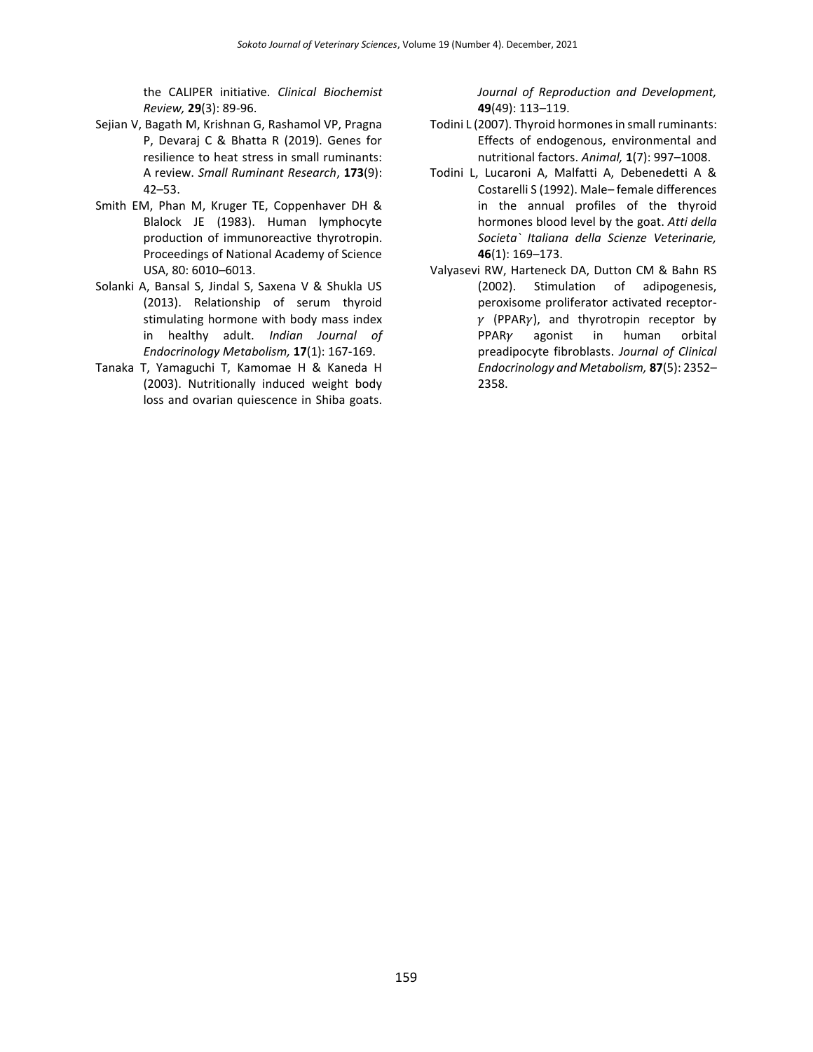the CALIPER initiative. *Clinical Biochemist Review,* **29**(3): 89-96.

Sejian V, Bagath M, Krishnan G, Rashamol VP, Pragna P, Devaraj C & Bhatta R (2019). Genes for resilience to heat stress in small ruminants: A review. *Small Ruminant Research*, **173**(9): 42–53.

Smith EM, Phan M, Kruger TE, Coppenhaver DH & Blalock JE (1983). Human lymphocyte production of immunoreactive thyrotropin. Proceedings of National Academy of Science USA, 80: 6010–6013.

Solanki A, Bansal S, Jindal S, Saxena V & Shukla US (2013). Relationship of serum thyroid stimulating hormone with body mass index in healthy adult. *Indian Journal of Endocrinology Metabolism,* **17**(1): 167-169.

Tanaka T, Yamaguchi T, Kamomae H & Kaneda H (2003). Nutritionally induced weight body loss and ovarian quiescence in Shiba goats. *Journal of Reproduction and Development,* **49**(49): 113–119.

Todini L (2007). Thyroid hormones in small ruminants: Effects of endogenous, environmental and nutritional factors. *Animal,* **1**(7): 997–1008.

Todini L, Lucaroni A, Malfatti A, Debenedetti A & Costarelli S (1992). Male– female differences in the annual profiles of the thyroid hormones blood level by the goat. *Atti della Societa` Italiana della Scienze Veterinarie,* **46**(1): 169–173.

Valyasevi RW, Harteneck DA, Dutton CM & Bahn RS (2002). Stimulation of adipogenesis, peroxisome proliferator activated receptor-$\gamma$ (PPAR$\gamma$), and thyrotropin receptor by PPAR$\gamma$ agonist in human orbital preadipocyte fibroblasts. *Journal of Clinical Endocrinology and Metabolism,* **87**(5): 2352–2358.